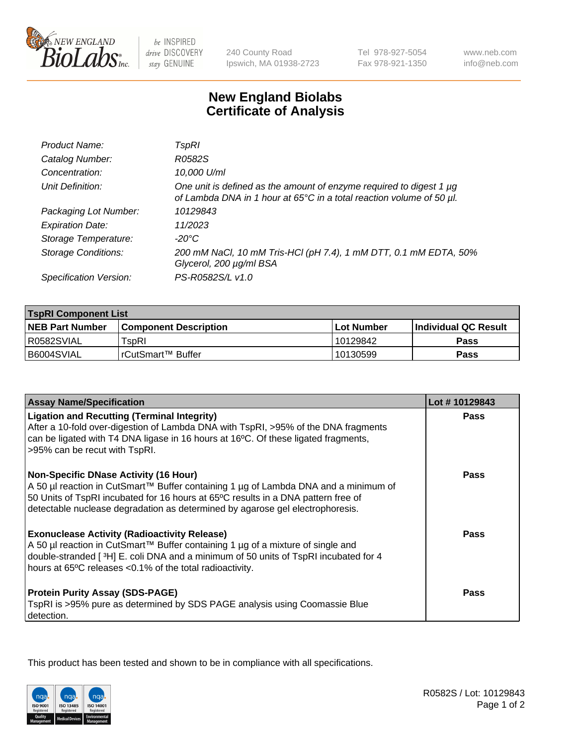New England BioLabs Inc. — be INSPIRED drive DISCOVERY stay GENUINE

240 County Road
Ipswich, MA 01938-2723

Tel 978-927-5054
Fax 978-921-1350

www.neb.com
info@neb.com

# New England Biolabs
# Certificate of Analysis

| | |
|---|---|
| *Product Name:* | *TspRI* |
| *Catalog Number:* | *R0582S* |
| *Concentration:* | *10,000 U/ml* |
| *Unit Definition:* | *One unit is defined as the amount of enzyme required to digest 1 µg of Lambda DNA in 1 hour at 65°C in a total reaction volume of 50 µl.* |
| *Packaging Lot Number:* | *10129843* |
| *Expiration Date:* | *11/2023* |
| *Storage Temperature:* | *-20°C* |
| *Storage Conditions:* | *200 mM NaCl, 10 mM Tris-HCl (pH 7.4), 1 mM DTT, 0.1 mM EDTA, 50% Glycerol, 200 µg/ml BSA* |
| *Specification Version:* | *PS-R0582S/L v1.0* |

| **TspRI Component List** | | | |
|---|---|---|---|
| **NEB Part Number** | **Component Description** | **Lot Number** | **Individual QC Result** |
| R0582SVIAL | TspRI | 10129842 | **Pass** |
| B6004SVIAL | rCutSmart™ Buffer | 10130599 | **Pass** |

| **Assay Name/Specification** | **Lot # 10129843** |
|---|---|
| **Ligation and Recutting (Terminal Integrity)** After a 10-fold over-digestion of Lambda DNA with TspRI, >95% of the DNA fragments can be ligated with T4 DNA ligase in 16 hours at 16ºC. Of these ligated fragments, >95% can be recut with TspRI. | **Pass** |
| **Non-Specific DNase Activity (16 Hour)** A 50 µl reaction in CutSmart™ Buffer containing 1 µg of Lambda DNA and a minimum of 50 Units of TspRI incubated for 16 hours at 65ºC results in a DNA pattern free of detectable nuclease degradation as determined by agarose gel electrophoresis. | **Pass** |
| **Exonuclease Activity (Radioactivity Release)** A 50 µl reaction in CutSmart™ Buffer containing 1 µg of a mixture of single and double-stranded [$^{3}$H] E. coli DNA and a minimum of 50 units of TspRI incubated for 4 hours at 65ºC releases <0.1% of the total radioactivity. | **Pass** |
| **Protein Purity Assay (SDS-PAGE)** TspRI is >95% pure as determined by SDS PAGE analysis using Coomassie Blue detection. | **Pass** |

This product has been tested and shown to be in compliance with all specifications.

R0582S / Lot: 10129843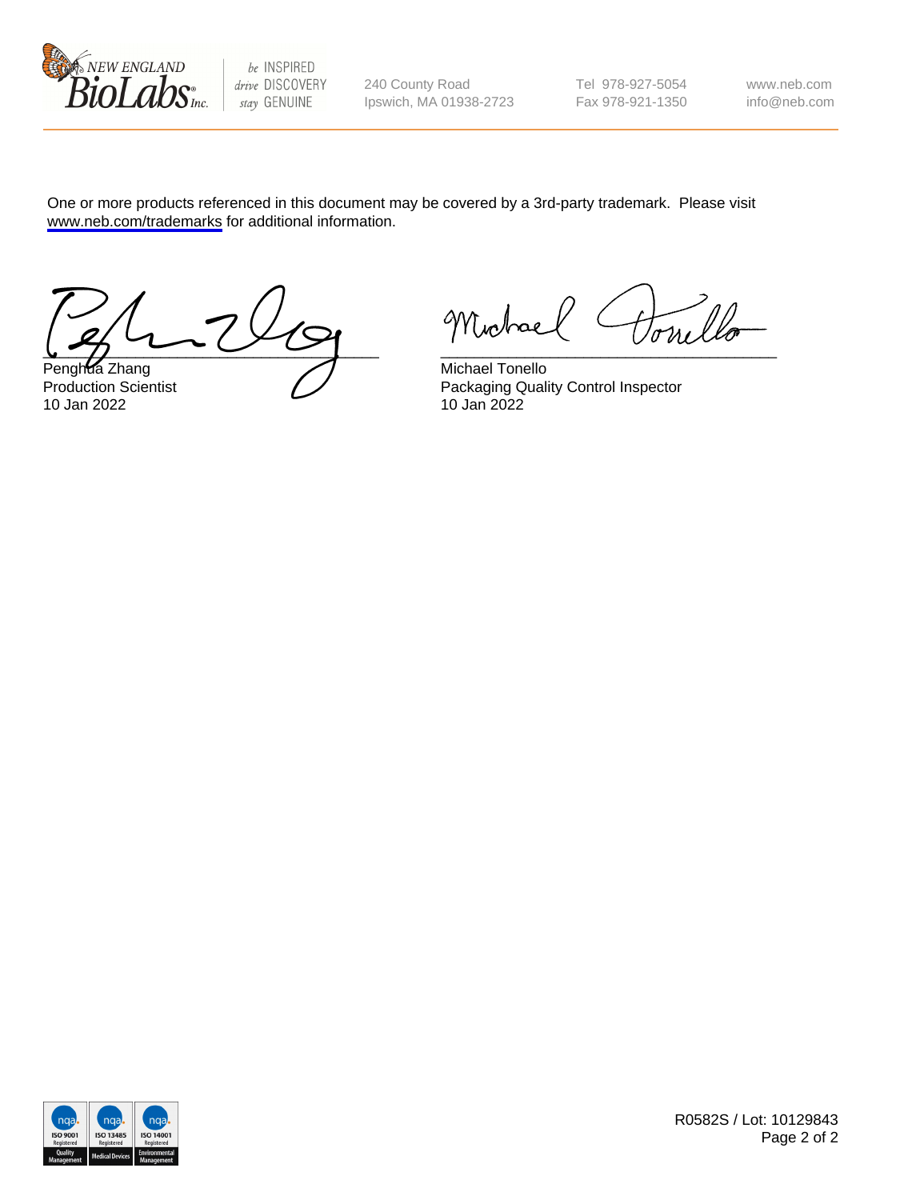One or more products referenced in this document may be covered by a 3rd-party trademark. Please visit www.neb.com/trademarks for additional information.

Penghua Zhang
Production Scientist
10 Jan 2022

Michael Tonello
Packaging Quality Control Inspector
10 Jan 2022

R0582S / Lot: 10129843